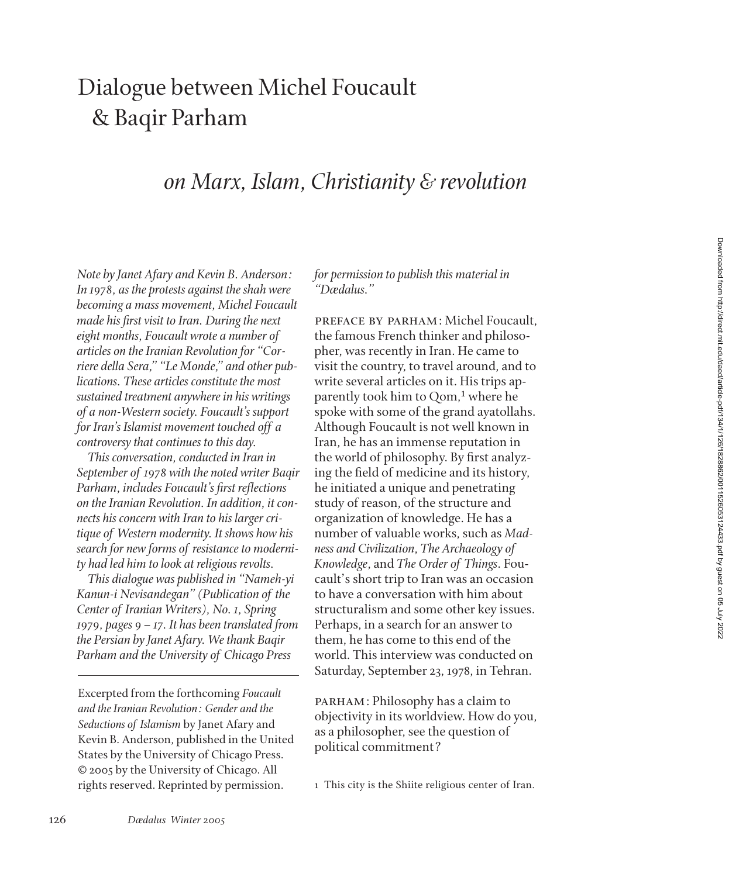# Dialogue between Michel Foucault & Baqir Parham

## *on Marx, Islam, Christianity & revolution*

*Note by Janet Afary and Kevin B. Anderson: In 1978, as the protests against the shah were becoming a mass movement, Michel Foucault made his first visit to Iran. During the next eight months, Foucault wrote a number of articles on the Iranian Revolution for "Corriere della Sera," "Le Monde," and other publications. These articles constitute the most sustained treatment anywhere in his writings of a non-Western society. Foucault's support for Iran's Islamist movement touched off a controversy that continues to this day.*

*This conversation, conducted in Iran in September of 1978 with the noted writer Baqir Parham, includes Foucault's first reflections on the Iranian Revolution. In addition, it connects his concern with Iran to his larger critique of Western modernity. It shows how his search for new forms of resistance to modernity had led him to look at religious revolts.*

*This dialogue was published in "Nameh-yi Kanun-i Nevisandegan" (Publication of the Center of Iranian Writers), No. 1, Spring 1979, pages 9 – 17. It has been translated from the Persian by Janet Afary. We thank Baqir Parham and the University of Chicago Press for permission to publish this material in "Dædalus."*

Excerpted from the forthcoming *Foucault and the Iranian Revolution: Gender and the Seductions of Islamism* by Janet Afary and Kevin B. Anderson, published in the United States by the University of Chicago Press. © 2005 by the University of Chicago. All rights reserved. Reprinted by permission.

PREFACE BY PARHAM: Michel Foucault, the famous French thinker and philosopher, was recently in Iran. He came to visit the country, to travel around, and to write several articles on it. His trips apparently took him to Qom,[1] where he spoke with some of the grand ayatollahs. Although Foucault is not well known in Iran, he has an immense reputation in the world of philosophy. By first analyzing the field of medicine and its history, he initiated a unique and penetrating study of reason, of the structure and organization of knowledge. He has a number of valuable works, such as *Madness and Civilization*, *The Archaeology of Knowledge*, and *The Order of Things*. Foucault's short trip to Iran was an occasion to have a conversation with him about structuralism and some other key issues. Perhaps, in a search for an answer to them, he has come to this end of the world. This interview was conducted on Saturday, September 23, 1978, in Tehran.

PARHAM: Philosophy has a claim to objectivity in its worldview. How do you, as a philosopher, see the question of political commitment?

1 This city is the Shiite religious center of Iran.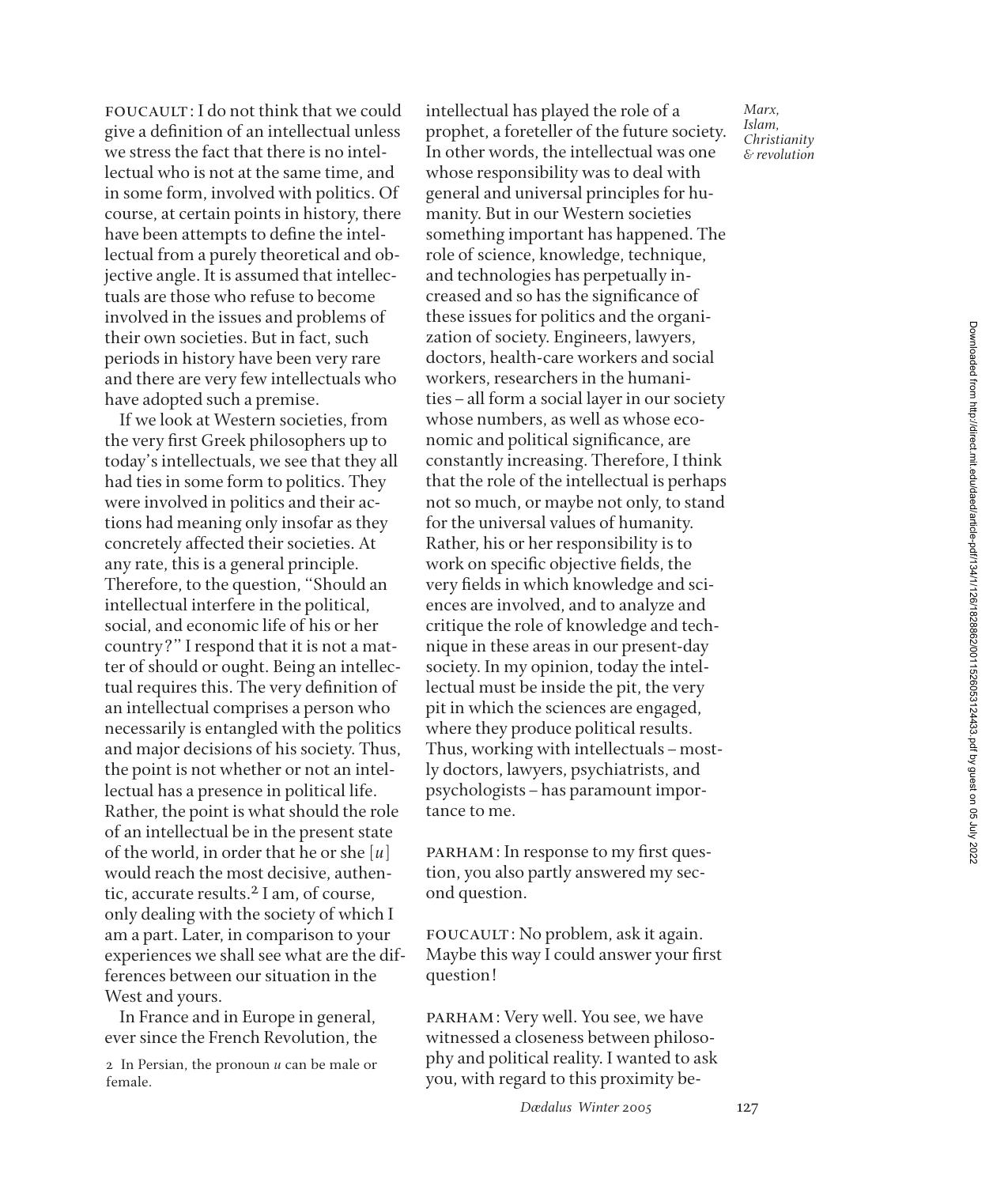FOUCAULT: I do not think that we could give a definition of an intellectual unless we stress the fact that there is no intellectual who is not at the same time, and in some form, involved with politics. Of course, at certain points in history, there have been attempts to define the intellectual from a purely theoretical and objective angle. It is assumed that intellectuals are those who refuse to become involved in the issues and problems of their own societies. But in fact, such periods in history have been very rare and there are very few intellectuals who have adopted such a premise.

If we look at Western societies, from the very first Greek philosophers up to today's intellectuals, we see that they all had ties in some form to politics. They were involved in politics and their actions had meaning only insofar as they concretely affected their societies. At any rate, this is a general principle. Therefore, to the question, "Should an intellectual interfere in the political, social, and economic life of his or her country?" I respond that it is not a matter of should or ought. Being an intellectual requires this. The very definition of an intellectual comprises a person who necessarily is entangled with the politics and major decisions of his society. Thus, the point is not whether or not an intellectual has a presence in political life. Rather, the point is what should the role of an intellectual be in the present state of the world, in order that he or she [*u*] would reach the most decisive, authentic, accurate results.[2] I am, of course, only dealing with the society of which I am a part. Later, in comparison to your experiences we shall see what are the differences between our situation in the West and yours.

In France and in Europe in general, ever since the French Revolution, the intellectual has played the role of a prophet, a foreteller of the future society. In other words, the intellectual was one whose responsibility was to deal with general and universal principles for humanity. But in our Western societies something important has happened. The role of science, knowledge, technique, and technologies has perpetually increased and so has the significance of these issues for politics and the organization of society. Engineers, lawyers, doctors, health-care workers and social workers, researchers in the humanities – all form a social layer in our society whose numbers, as well as whose economic and political significance, are constantly increasing. Therefore, I think that the role of the intellectual is perhaps not so much, or maybe not only, to stand for the universal values of humanity. Rather, his or her responsibility is to work on specific objective fields, the very fields in which knowledge and sciences are involved, and to analyze and critique the role of knowledge and technique in these areas in our present-day society. In my opinion, today the intellectual must be inside the pit, the very pit in which the sciences are engaged, where they produce political results. Thus, working with intellectuals – mostly doctors, lawyers, psychiatrists, and psychologists – has paramount importance to me.

PARHAM: In response to my first question, you also partly answered my second question.

FOUCAULT: No problem, ask it again. Maybe this way I could answer your first question!

PARHAM: Very well. You see, we have witnessed a closeness between philosophy and political reality. I wanted to ask you, with regard to this proximity be-

2 In Persian, the pronoun *u* can be male or female.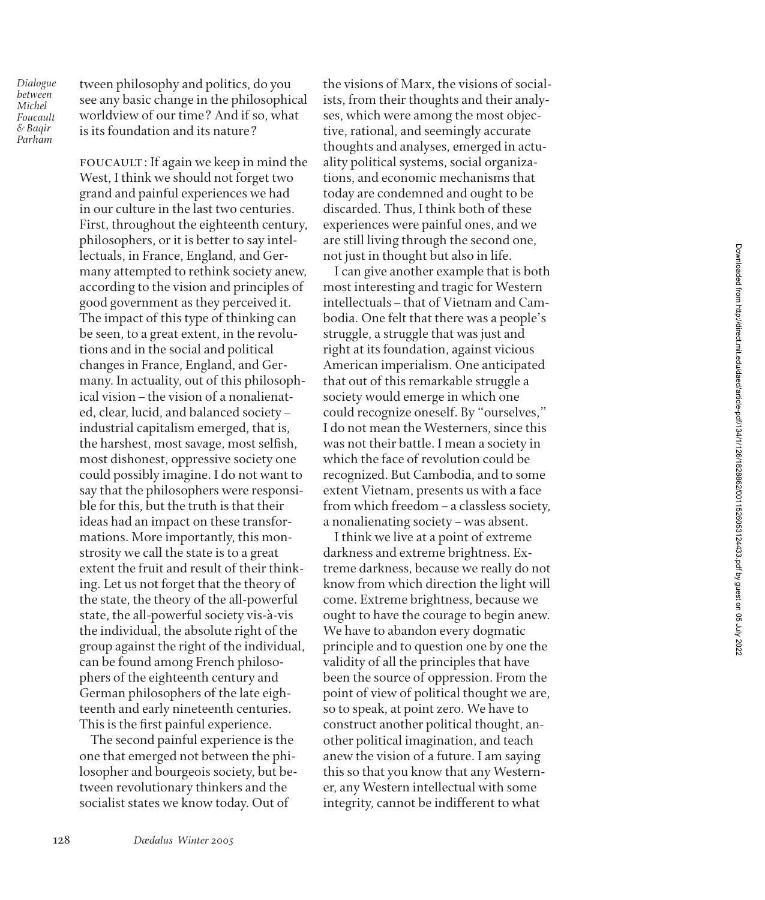tween philosophy and politics, do you see any basic change in the philosophical worldview of our time? And if so, what is its foundation and its nature?

FOUCAULT: If again we keep in mind the West, I think we should not forget two grand and painful experiences we had in our culture in the last two centuries. First, throughout the eighteenth century, philosophers, or it is better to say intellectuals, in France, England, and Germany attempted to rethink society anew, according to the vision and principles of good government as they perceived it. The impact of this type of thinking can be seen, to a great extent, in the revolutions and in the social and political changes in France, England, and Germany. In actuality, out of this philosophical vision – the vision of a nonalienated, clear, lucid, and balanced society – industrial capitalism emerged, that is, the harshest, most savage, most selfish, most dishonest, oppressive society one could possibly imagine. I do not want to say that the philosophers were responsible for this, but the truth is that their ideas had an impact on these transformations. More importantly, this monstrosity we call the state is to a great extent the fruit and result of their thinking. Let us not forget that the theory of the state, the theory of the all-powerful state, the all-powerful society vis-à-vis the individual, the absolute right of the group against the right of the individual, can be found among French philosophers of the eighteenth century and German philosophers of the late eighteenth and early nineteenth centuries. This is the first painful experience.

The second painful experience is the one that emerged not between the philosopher and bourgeois society, but between revolutionary thinkers and the socialist states we know today. Out of the visions of Marx, the visions of socialists, from their thoughts and their analyses, which were among the most objective, rational, and seemingly accurate thoughts and analyses, emerged in actuality political systems, social organizations, and economic mechanisms that today are condemned and ought to be discarded. Thus, I think both of these experiences were painful ones, and we are still living through the second one, not just in thought but also in life.

I can give another example that is both most interesting and tragic for Western intellectuals – that of Vietnam and Cambodia. One felt that there was a people's struggle, a struggle that was just and right at its foundation, against vicious American imperialism. One anticipated that out of this remarkable struggle a society would emerge in which one could recognize oneself. By "ourselves," I do not mean the Westerners, since this was not their battle. I mean a society in which the face of revolution could be recognized. But Cambodia, and to some extent Vietnam, presents us with a face from which freedom – a classless society, a nonalienating society – was absent.

I think we live at a point of extreme darkness and extreme brightness. Extreme darkness, because we really do not know from which direction the light will come. Extreme brightness, because we ought to have the courage to begin anew. We have to abandon every dogmatic principle and to question one by one the validity of all the principles that have been the source of oppression. From the point of view of political thought we are, so to speak, at point zero. We have to construct another political thought, another political imagination, and teach anew the vision of a future. I am saying this so that you know that any Westerner, any Western intellectual with some integrity, cannot be indifferent to what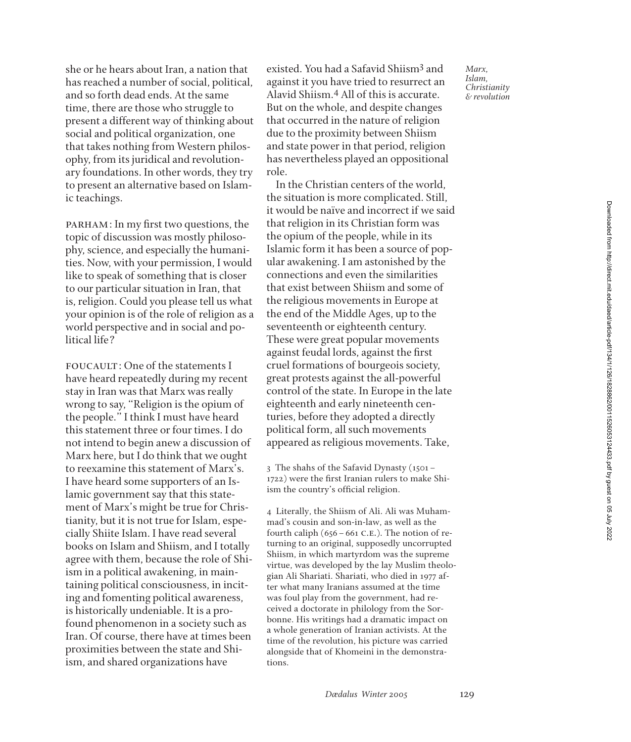she or he hears about Iran, a nation that has reached a number of social, political, and so forth dead ends. At the same time, there are those who struggle to present a different way of thinking about social and political organization, one that takes nothing from Western philosophy, from its juridical and revolutionary foundations. In other words, they try to present an alternative based on Islamic teachings.

PARHAM: In my first two questions, the topic of discussion was mostly philosophy, science, and especially the humanities. Now, with your permission, I would like to speak of something that is closer to our particular situation in Iran, that is, religion. Could you please tell us what your opinion is of the role of religion as a world perspective and in social and political life?

FOUCAULT: One of the statements I have heard repeatedly during my recent stay in Iran was that Marx was really wrong to say, "Religion is the opium of the people." I think I must have heard this statement three or four times. I do not intend to begin anew a discussion of Marx here, but I do think that we ought to reexamine this statement of Marx's. I have heard some supporters of an Islamic government say that this statement of Marx's might be true for Christianity, but it is not true for Islam, especially Shiite Islam. I have read several books on Islam and Shiism, and I totally agree with them, because the role of Shiism in a political awakening, in maintaining political consciousness, in inciting and fomenting political awareness, is historically undeniable. It is a profound phenomenon in a society such as Iran. Of course, there have at times been proximities between the state and Shiism, and shared organizations have existed. You had a Safavid Shiism[3] and against it you have tried to resurrect an Alavid Shiism.[4] All of this is accurate. But on the whole, and despite changes that occurred in the nature of religion due to the proximity between Shiism and state power in that period, religion has nevertheless played an oppositional role.

*Marx, Islam, Christianity & revolution*

In the Christian centers of the world, the situation is more complicated. Still, it would be naïve and incorrect if we said that religion in its Christian form was the opium of the people, while in its Islamic form it has been a source of popular awakening. I am astonished by the connections and even the similarities that exist between Shiism and some of the religious movements in Europe at the end of the Middle Ages, up to the seventeenth or eighteenth century. These were great popular movements against feudal lords, against the first cruel formations of bourgeois society, great protests against the all-powerful control of the state. In Europe in the late eighteenth and early nineteenth centuries, before they adopted a directly political form, all such movements appeared as religious movements. Take,

3 The shahs of the Safavid Dynasty (1501–1722) were the first Iranian rulers to make Shiism the country's official religion.

4 Literally, the Shiism of Ali. Ali was Muhammad's cousin and son-in-law, as well as the fourth caliph (656–661 C.E.). The notion of returning to an original, supposedly uncorrupted Shiism, in which martyrdom was the supreme virtue, was developed by the lay Muslim theologian Ali Shariati. Shariati, who died in 1977 after what many Iranians assumed at the time was foul play from the government, had received a doctorate in philology from the Sorbonne. His writings had a dramatic impact on a whole generation of Iranian activists. At the time of the revolution, his picture was carried alongside that of Khomeini in the demonstrations.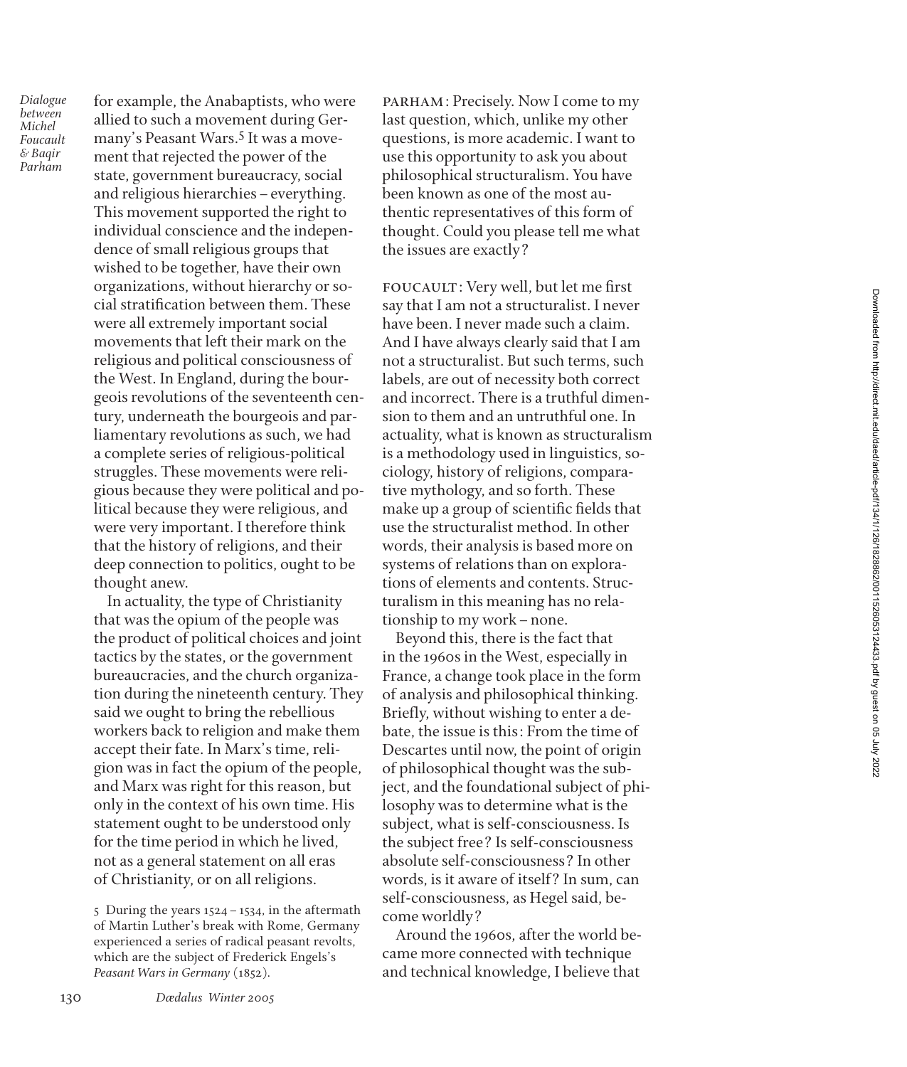for example, the Anabaptists, who were allied to such a movement during Germany's Peasant Wars.[5] It was a movement that rejected the power of the state, government bureaucracy, social and religious hierarchies – everything. This movement supported the right to individual conscience and the independence of small religious groups that wished to be together, have their own organizations, without hierarchy or social stratification between them. These were all extremely important social movements that left their mark on the religious and political consciousness of the West. In England, during the bourgeois revolutions of the seventeenth century, underneath the bourgeois and parliamentary revolutions as such, we had a complete series of religious-political struggles. These movements were religious because they were political and political because they were religious, and were very important. I therefore think that the history of religions, and their deep connection to politics, ought to be thought anew.

In actuality, the type of Christianity that was the opium of the people was the product of political choices and joint tactics by the states, or the government bureaucracies, and the church organization during the nineteenth century. They said we ought to bring the rebellious workers back to religion and make them accept their fate. In Marx's time, religion was in fact the opium of the people, and Marx was right for this reason, but only in the context of his own time. His statement ought to be understood only for the time period in which he lived, not as a general statement on all eras of Christianity, or on all religions.

5 During the years 1524 – 1534, in the aftermath of Martin Luther's break with Rome, Germany experienced a series of radical peasant revolts, which are the subject of Frederick Engels's *Peasant Wars in Germany* (1852).

PARHAM: Precisely. Now I come to my last question, which, unlike my other questions, is more academic. I want to use this opportunity to ask you about philosophical structuralism. You have been known as one of the most authentic representatives of this form of thought. Could you please tell me what the issues are exactly?

FOUCAULT: Very well, but let me first say that I am not a structuralist. I never have been. I never made such a claim. And I have always clearly said that I am not a structuralist. But such terms, such labels, are out of necessity both correct and incorrect. There is a truthful dimension to them and an untruthful one. In actuality, what is known as structuralism is a methodology used in linguistics, sociology, history of religions, comparative mythology, and so forth. These make up a group of scientific fields that use the structuralist method. In other words, their analysis is based more on systems of relations than on explorations of elements and contents. Structuralism in this meaning has no relationship to my work – none.

Beyond this, there is the fact that in the 1960s in the West, especially in France, a change took place in the form of analysis and philosophical thinking. Briefly, without wishing to enter a debate, the issue is this: From the time of Descartes until now, the point of origin of philosophical thought was the subject, and the foundational subject of philosophy was to determine what is the subject, what is self-consciousness. Is the subject free? Is self-consciousness absolute self-consciousness? In other words, is it aware of itself? In sum, can self-consciousness, as Hegel said, become worldly?

Around the 1960s, after the world became more connected with technique and technical knowledge, I believe that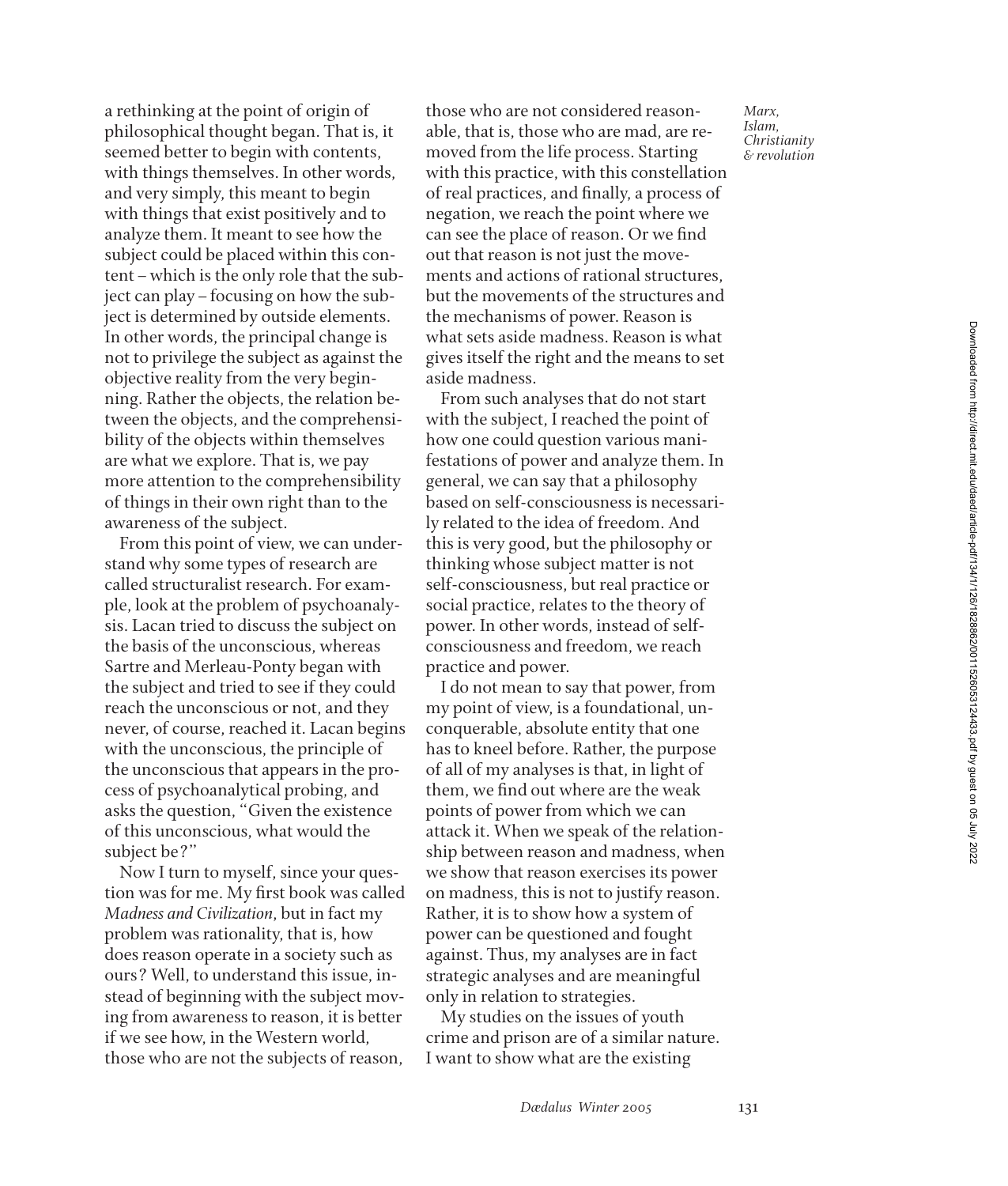a rethinking at the point of origin of philosophical thought began. That is, it seemed better to begin with contents, with things themselves. In other words, and very simply, this meant to begin with things that exist positively and to analyze them. It meant to see how the subject could be placed within this content – which is the only role that the subject can play – focusing on how the subject is determined by outside elements. In other words, the principal change is not to privilege the subject as against the objective reality from the very beginning. Rather the objects, the relation between the objects, and the comprehensibility of the objects within themselves are what we explore. That is, we pay more attention to the comprehensibility of things in their own right than to the awareness of the subject.

From this point of view, we can understand why some types of research are called structuralist research. For example, look at the problem of psychoanalysis. Lacan tried to discuss the subject on the basis of the unconscious, whereas Sartre and Merleau-Ponty began with the subject and tried to see if they could reach the unconscious or not, and they never, of course, reached it. Lacan begins with the unconscious, the principle of the unconscious that appears in the process of psychoanalytical probing, and asks the question, "Given the existence of this unconscious, what would the subject be?"

Now I turn to myself, since your question was for me. My first book was called *Madness and Civilization*, but in fact my problem was rationality, that is, how does reason operate in a society such as ours? Well, to understand this issue, instead of beginning with the subject moving from awareness to reason, it is better if we see how, in the Western world, those who are not the subjects of reason, those who are not considered reasonable, that is, those who are mad, are removed from the life process. Starting with this practice, with this constellation of real practices, and finally, a process of negation, we reach the point where we can see the place of reason. Or we find out that reason is not just the movements and actions of rational structures, but the movements of the structures and the mechanisms of power. Reason is what sets aside madness. Reason is what gives itself the right and the means to set aside madness.

From such analyses that do not start with the subject, I reached the point of how one could question various manifestations of power and analyze them. In general, we can say that a philosophy based on self-consciousness is necessarily related to the idea of freedom. And this is very good, but the philosophy or thinking whose subject matter is not self-consciousness, but real practice or social practice, relates to the theory of power. In other words, instead of self-consciousness and freedom, we reach practice and power.

I do not mean to say that power, from my point of view, is a foundational, unconquerable, absolute entity that one has to kneel before. Rather, the purpose of all of my analyses is that, in light of them, we find out where are the weak points of power from which we can attack it. When we speak of the relationship between reason and madness, when we show that reason exercises its power on madness, this is not to justify reason. Rather, it is to show how a system of power can be questioned and fought against. Thus, my analyses are in fact strategic analyses and are meaningful only in relation to strategies.

My studies on the issues of youth crime and prison are of a similar nature. I want to show what are the existing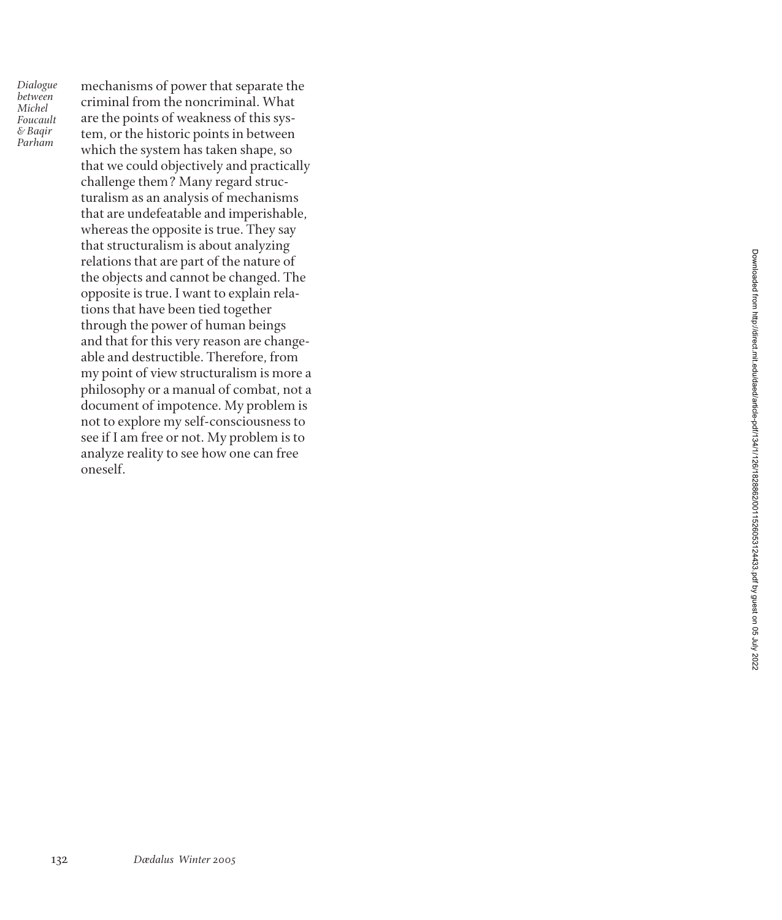mechanisms of power that separate the criminal from the noncriminal. What are the points of weakness of this system, or the historic points in between which the system has taken shape, so that we could objectively and practically challenge them? Many regard structuralism as an analysis of mechanisms that are undefeatable and imperishable, whereas the opposite is true. They say that structuralism is about analyzing relations that are part of the nature of the objects and cannot be changed. The opposite is true. I want to explain relations that have been tied together through the power of human beings and that for this very reason are changeable and destructible. Therefore, from my point of view structuralism is more a philosophy or a manual of combat, not a document of impotence. My problem is not to explore my self-consciousness to see if I am free or not. My problem is to analyze reality to see how one can free oneself.